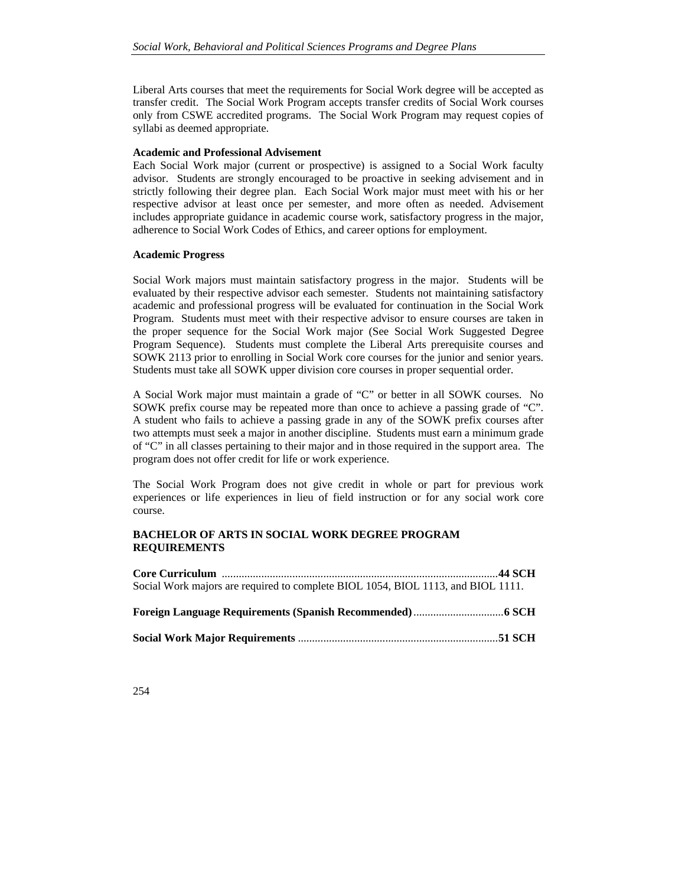Liberal Arts courses that meet the requirements for Social Work degree will be accepted as transfer credit. The Social Work Program accepts transfer credits of Social Work courses only from CSWE accredited programs. The Social Work Program may request copies of syllabi as deemed appropriate.

**Academic and Professional Advisement**

Each Social Work major (current or prospective) is assigned to a Social Work faculty advisor. Students are strongly encouraged to be proactive in seeking advisement and in strictly following their degree plan. Each Social Work major must meet with his or her respective advisor at least once per semester, and more often as needed. Advisement includes appropriate guidance in academic course work, satisfactory progress in the major, adherence to Social Work Codes of Ethics, and career options for employment.

**Academic Progress**

Social Work majors must maintain satisfactory progress in the major. Students will be evaluated by their respective advisor each semester. Students not maintaining satisfactory academic and professional progress will be evaluated for continuation in the Social Work Program. Students must meet with their respective advisor to ensure courses are taken in the proper sequence for the Social Work major (See Social Work Suggested Degree Program Sequence). Students must complete the Liberal Arts prerequisite courses and SOWK 2113 prior to enrolling in Social Work core courses for the junior and senior years. Students must take all SOWK upper division core courses in proper sequential order.

A Social Work major must maintain a grade of "C" or better in all SOWK courses. No SOWK prefix course may be repeated more than once to achieve a passing grade of "C". A student who fails to achieve a passing grade in any of the SOWK prefix courses after two attempts must seek a major in another discipline. Students must earn a minimum grade of "C" in all classes pertaining to their major and in those required in the support area. The program does not offer credit for life or work experience.

The Social Work Program does not give credit in whole or part for previous work experiences or life experiences in lieu of field instruction or for any social work core course.

**BACHELOR OF ARTS IN SOCIAL WORK DEGREE PROGRAM REQUIREMENTS**

**Core Curriculum** ................................................................................................**44 SCH**
Social Work majors are required to complete BIOL 1054, BIOL 1113, and BIOL 1111.

**Foreign Language Requirements (Spanish Recommended)**................................**6 SCH**

**Social Work Major Requirements** ......................................................................**51 SCH**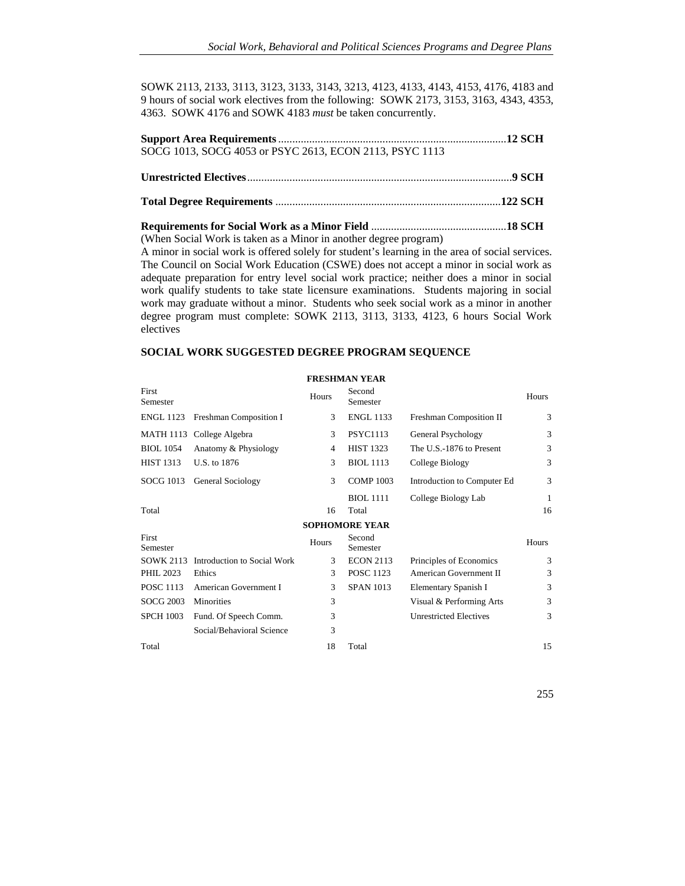SOWK 2113, 2133, 3113, 3123, 3133, 3143, 3213, 4123, 4133, 4143, 4153, 4176, 4183 and 9 hours of social work electives from the following: SOWK 2173, 3153, 3163, 4343, 4353, 4363. SOWK 4176 and SOWK 4183 *must* be taken concurrently.

**Support Area Requirements** ................................................................................**12 SCH**
SOCG 1013, SOCG 4053 or PSYC 2613, ECON 2113, PSYC 1113

**Unrestricted Electives**.............................................................................................**9 SCH**

**Total Degree Requirements** ...............................................................................**122 SCH**

**Requirements for Social Work as a Minor Field** ................................................**18 SCH**
(When Social Work is taken as a Minor in another degree program)
A minor in social work is offered solely for student's learning in the area of social services. The Council on Social Work Education (CSWE) does not accept a minor in social work as adequate preparation for entry level social work practice; neither does a minor in social work qualify students to take state licensure examinations. Students majoring in social work may graduate without a minor. Students who seek social work as a minor in another degree program must complete: SOWK 2113, 3113, 3133, 4123, 6 hours Social Work electives

## SOCIAL WORK SUGGESTED DEGREE PROGRAM SEQUENCE

**FRESHMAN YEAR**

| First Semester | | Hours | Second Semester | | Hours |
|---|---|---|---|---|---|
| ENGL 1123 | Freshman Composition I | 3 | ENGL 1133 | Freshman Composition II | 3 |
| MATH 1113 | College Algebra | 3 | PSYC1113 | General Psychology | 3 |
| BIOL 1054 | Anatomy & Physiology | 4 | HIST 1323 | The U.S.-1876 to Present | 3 |
| HIST 1313 | U.S. to 1876 | 3 | BIOL 1113 | College Biology | 3 |
| SOCG 1013 | General Sociology | 3 | COMP 1003 | Introduction to Computer Ed | 3 |
| | | | BIOL 1111 | College Biology Lab | 1 |
| Total | | 16 | Total | | 16 |

**SOPHOMORE YEAR**

| First Semester | | Hours | Second Semester | | Hours |
|---|---|---|---|---|---|
| SOWK 2113 | Introduction to Social Work | 3 | ECON 2113 | Principles of Economics | 3 |
| PHIL 2023 | Ethics | 3 | POSC 1123 | American Government II | 3 |
| POSC 1113 | American Government I | 3 | SPAN 1013 | Elementary Spanish I | 3 |
| SOCG 2003 | Minorities | 3 | | Visual & Performing Arts | 3 |
| SPCH 1003 | Fund. Of Speech Comm. | 3 | | Unrestricted Electives | 3 |
| | Social/Behavioral Science | 3 | | | |
| Total | | 18 | Total | | 15 |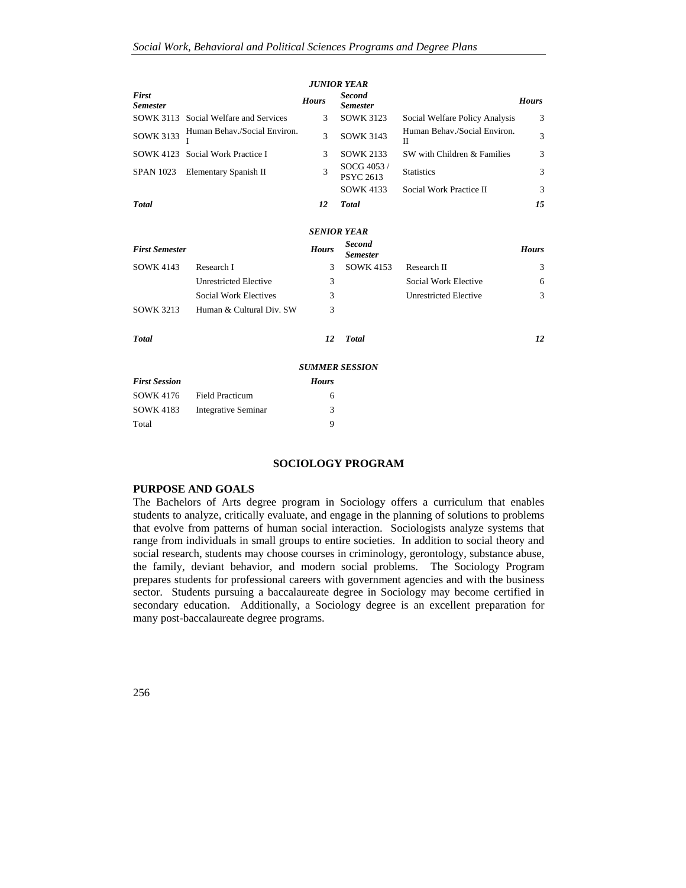| *JUNIOR YEAR* | | | | | |
|---|---|---|---|---|---|
| ***First Semester*** | | ***Hours*** | ***Second Semester*** | | ***Hours*** |
| SOWK 3113 | Social Welfare and Services | 3 | SOWK 3123 | Social Welfare Policy Analysis | 3 |
| SOWK 3133 | Human Behav./Social Environ. I | 3 | SOWK 3143 | Human Behav./Social Environ. II | 3 |
| SOWK 4123 | Social Work Practice I | 3 | SOWK 2133 | SW with Children & Families | 3 |
| SPAN 1023 | Elementary Spanish II | 3 | SOCG 4053 / PSYC 2613 | Statistics | 3 |
| | | | SOWK 4133 | Social Work Practice II | 3 |
| ***Total*** | | ***12*** | ***Total*** | | ***15*** |

| *SENIOR YEAR* | | | | | |
|---|---|---|---|---|---|
| ***First Semester*** | | ***Hours*** | ***Second Semester*** | | ***Hours*** |
| SOWK 4143 | Research I | 3 | SOWK 4153 | Research II | 3 |
| | Unrestricted Elective | 3 | | Social Work Elective | 6 |
| | Social Work Electives | 3 | | Unrestricted Elective | 3 |
| SOWK 3213 | Human & Cultural Div. SW | 3 | | | |
| ***Total*** | | ***12*** | ***Total*** | | ***12*** |

| *SUMMER SESSION* | | |
|---|---|---|
| ***First Session*** | | ***Hours*** |
| SOWK 4176 | Field Practicum | 6 |
| SOWK 4183 | Integrative Seminar | 3 |
| Total | | 9 |

## SOCIOLOGY PROGRAM

### PURPOSE AND GOALS

The Bachelors of Arts degree program in Sociology offers a curriculum that enables students to analyze, critically evaluate, and engage in the planning of solutions to problems that evolve from patterns of human social interaction. Sociologists analyze systems that range from individuals in small groups to entire societies. In addition to social theory and social research, students may choose courses in criminology, gerontology, substance abuse, the family, deviant behavior, and modern social problems. The Sociology Program prepares students for professional careers with government agencies and with the business sector. Students pursuing a baccalaureate degree in Sociology may become certified in secondary education. Additionally, a Sociology degree is an excellent preparation for many post-baccalaureate degree programs.